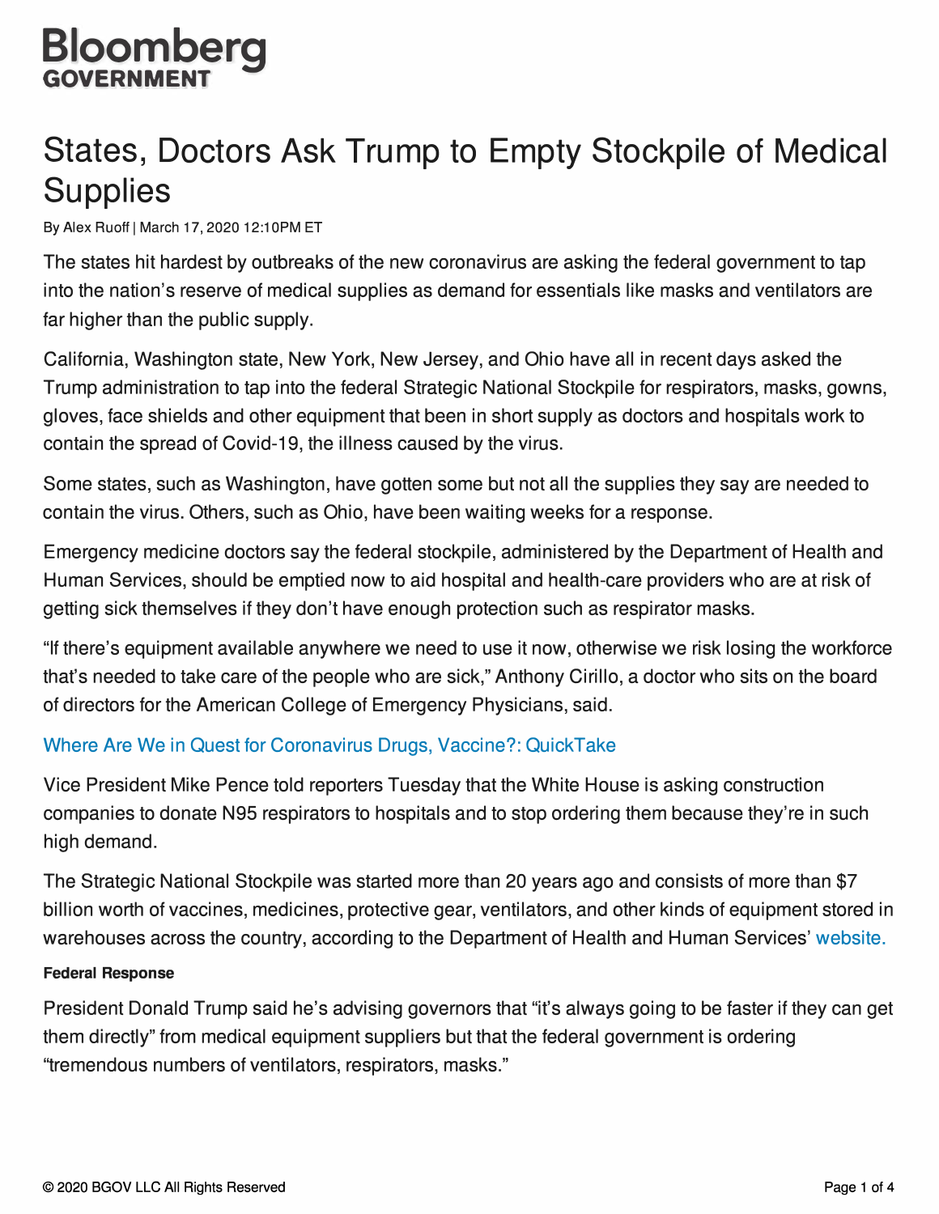Bloomberg
GOVERNMENT

# States, Doctors Ask Trump to Empty Stockpile of Medical Supplies

By Alex Ruoff | March 17, 2020 12:10PM ET

The states hit hardest by outbreaks of the new coronavirus are asking the federal government to tap into the nation's reserve of medical supplies as demand for essentials like masks and ventilators are far higher than the public supply.

California, Washington state, New York, New Jersey, and Ohio have all in recent days asked the Trump administration to tap into the federal Strategic National Stockpile for respirators, masks, gowns, gloves, face shields and other equipment that been in short supply as doctors and hospitals work to contain the spread of Covid-19, the illness caused by the virus.

Some states, such as Washington, have gotten some but not all the supplies they say are needed to contain the virus. Others, such as Ohio, have been waiting weeks for a response.

Emergency medicine doctors say the federal stockpile, administered by the Department of Health and Human Services, should be emptied now to aid hospital and health-care providers who are at risk of getting sick themselves if they don't have enough protection such as respirator masks.

"If there's equipment available anywhere we need to use it now, otherwise we risk losing the workforce that's needed to take care of the people who are sick," Anthony Cirillo, a doctor who sits on the board of directors for the American College of Emergency Physicians, said.

Where Are We in Quest for Coronavirus Drugs, Vaccine?: QuickTake

Vice President Mike Pence told reporters Tuesday that the White House is asking construction companies to donate N95 respirators to hospitals and to stop ordering them because they're in such high demand.

The Strategic National Stockpile was started more than 20 years ago and consists of more than $7 billion worth of vaccines, medicines, protective gear, ventilators, and other kinds of equipment stored in warehouses across the country, according to the Department of Health and Human Services' website.

**Federal Response**

President Donald Trump said he's advising governors that "it's always going to be faster if they can get them directly" from medical equipment suppliers but that the federal government is ordering "tremendous numbers of ventilators, respirators, masks."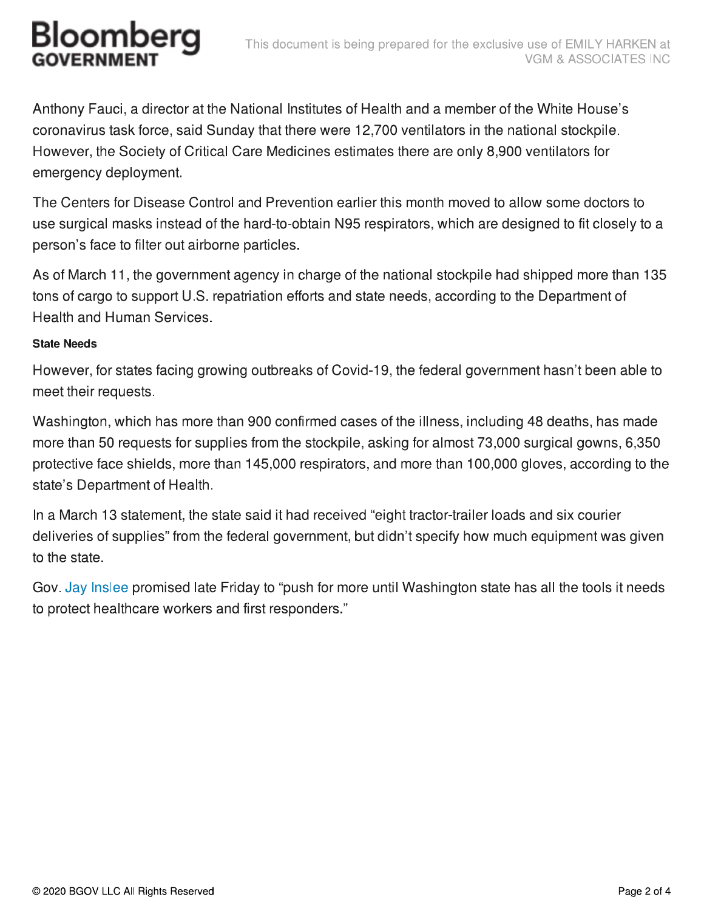Anthony Fauci, a director at the National Institutes of Health and a member of the White House's coronavirus task force, said Sunday that there were 12,700 ventilators in the national stockpile. However, the Society of Critical Care Medicines estimates there are only 8,900 ventilators for emergency deployment.

The Centers for Disease Control and Prevention earlier this month moved to allow some doctors to use surgical masks instead of the hard-to-obtain N95 respirators, which are designed to fit closely to a person's face to filter out airborne particles.

As of March 11, the government agency in charge of the national stockpile had shipped more than 135 tons of cargo to support U.S. repatriation efforts and state needs, according to the Department of Health and Human Services.

#### State Needs

However, for states facing growing outbreaks of Covid-19, the federal government hasn't been able to meet their requests.

Washington, which has more than 900 confirmed cases of the illness, including 48 deaths, has made more than 50 requests for supplies from the stockpile, asking for almost 73,000 surgical gowns, 6,350 protective face shields, more than 145,000 respirators, and more than 100,000 gloves, according to the state's Department of Health.

In a March 13 statement, the state said it had received "eight tractor-trailer loads and six courier deliveries of supplies" from the federal government, but didn't specify how much equipment was given to the state.

Gov. Jay Inslee promised late Friday to "push for more until Washington state has all the tools it needs to protect healthcare workers and first responders."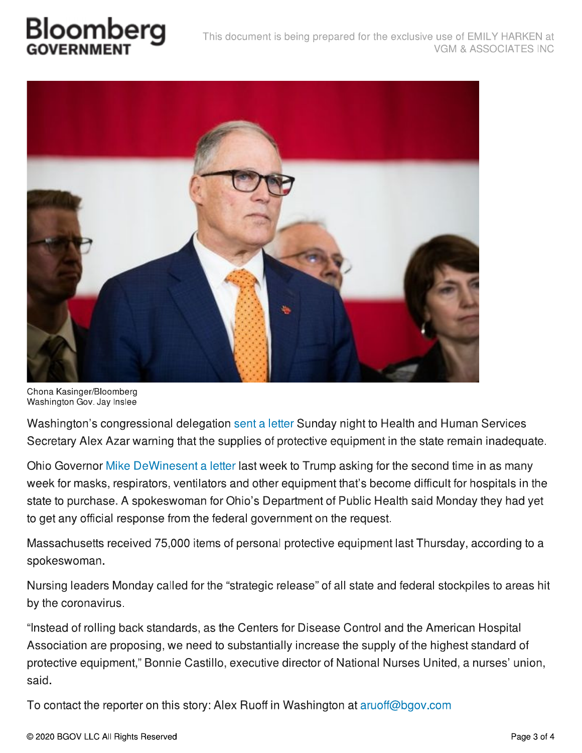Chona Kasinger/Bloomberg
Washington Gov. Jay Inslee

Washington's congressional delegation sent a letter Sunday night to Health and Human Services Secretary Alex Azar warning that the supplies of protective equipment in the state remain inadequate.

Ohio Governor Mike DeWinesent a letter last week to Trump asking for the second time in as many week for masks, respirators, ventilators and other equipment that's become difficult for hospitals in the state to purchase. A spokeswoman for Ohio's Department of Public Health said Monday they had yet to get any official response from the federal government on the request.

Massachusetts received 75,000 items of personal protective equipment last Thursday, according to a spokeswoman.

Nursing leaders Monday called for the "strategic release" of all state and federal stockpiles to areas hit by the coronavirus.

"Instead of rolling back standards, as the Centers for Disease Control and the American Hospital Association are proposing, we need to substantially increase the supply of the highest standard of protective equipment," Bonnie Castillo, executive director of National Nurses United, a nurses' union, said.

To contact the reporter on this story: Alex Ruoff in Washington at aruoff@bgov.com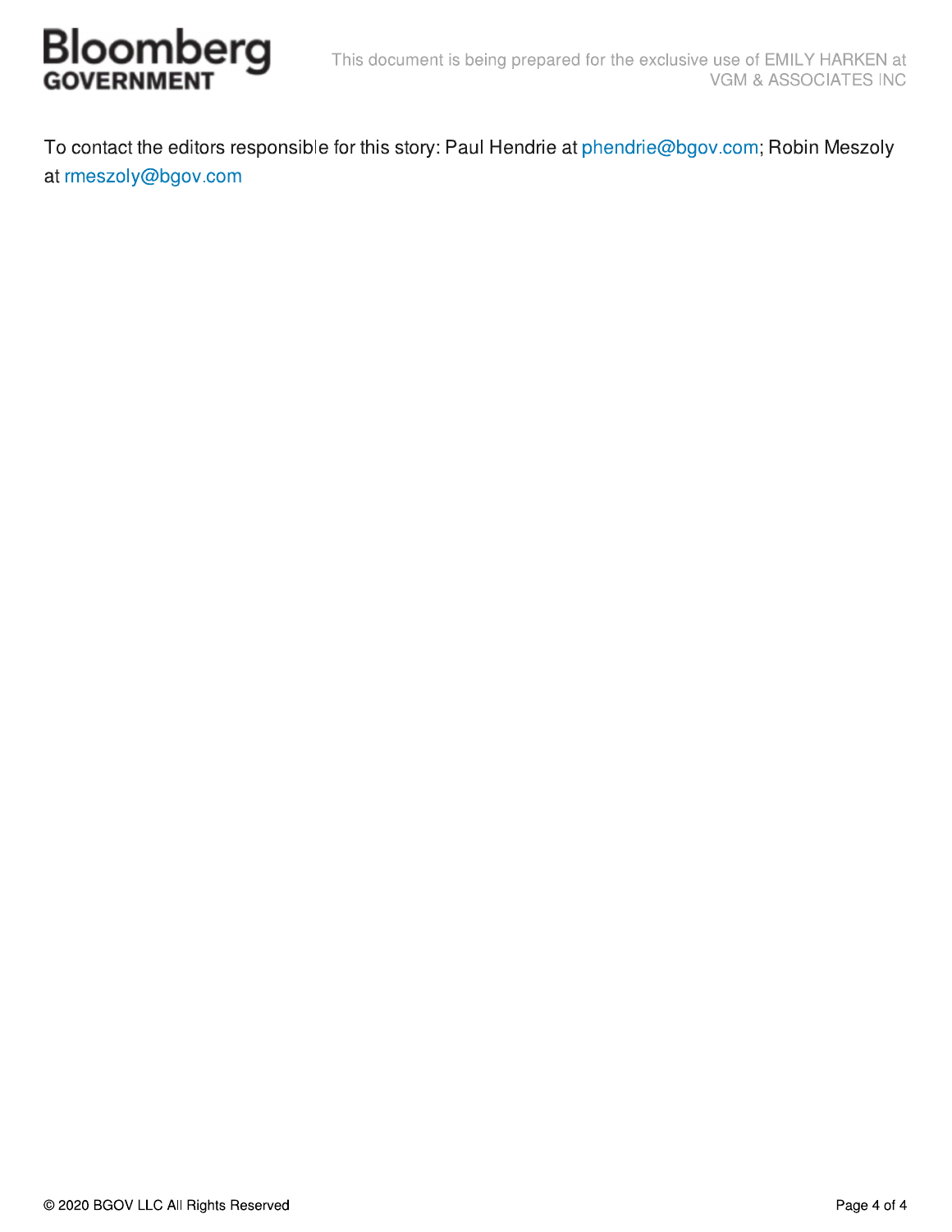To contact the editors responsible for this story: Paul Hendrie at phendrie@bgov.com; Robin Meszoly at rmeszoly@bgov.com